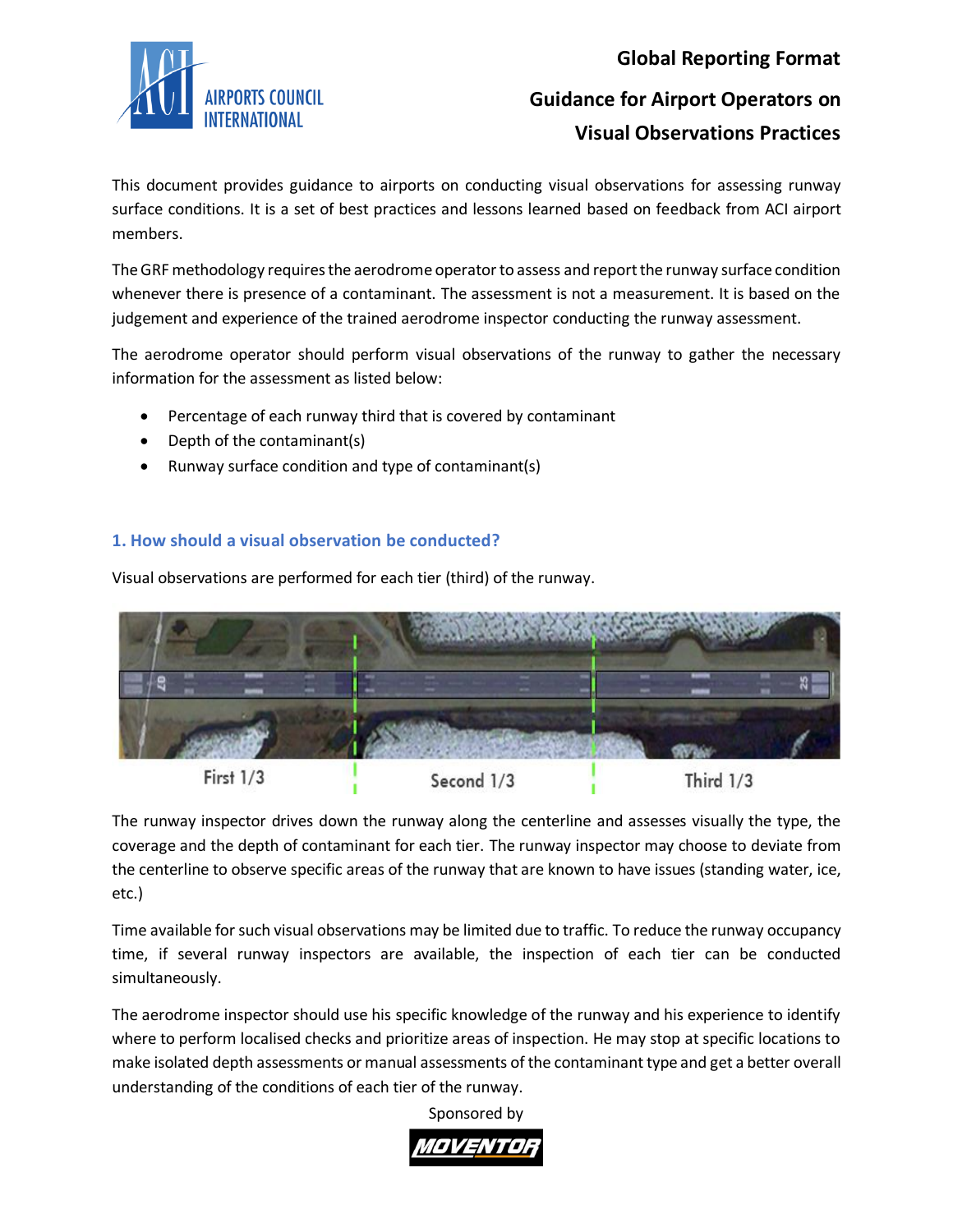# Global Reporting Format

## Guidance for Airport Operators on Visual Observations Practices

This document provides guidance to airports on conducting visual observations for assessing runway surface conditions. It is a set of best practices and lessons learned based on feedback from ACI airport members.

The GRF methodology requires the aerodrome operator to assess and report the runway surface condition whenever there is presence of a contaminant. The assessment is not a measurement. It is based on the judgement and experience of the trained aerodrome inspector conducting the runway assessment.

The aerodrome operator should perform visual observations of the runway to gather the necessary information for the assessment as listed below:

- Percentage of each runway third that is covered by contaminant
- Depth of the contaminant(s)
- Runway surface condition and type of contaminant(s)

### 1. How should a visual observation be conducted?

Visual observations are performed for each tier (third) of the runway.

First 1/3 | Second 1/3 | Third 1/3

The runway inspector drives down the runway along the centerline and assesses visually the type, the coverage and the depth of contaminant for each tier. The runway inspector may choose to deviate from the centerline to observe specific areas of the runway that are known to have issues (standing water, ice, etc.)

Time available for such visual observations may be limited due to traffic. To reduce the runway occupancy time, if several runway inspectors are available, the inspection of each tier can be conducted simultaneously.

The aerodrome inspector should use his specific knowledge of the runway and his experience to identify where to perform localised checks and prioritize areas of inspection. He may stop at specific locations to make isolated depth assessments or manual assessments of the contaminant type and get a better overall understanding of the conditions of each tier of the runway.

Sponsored by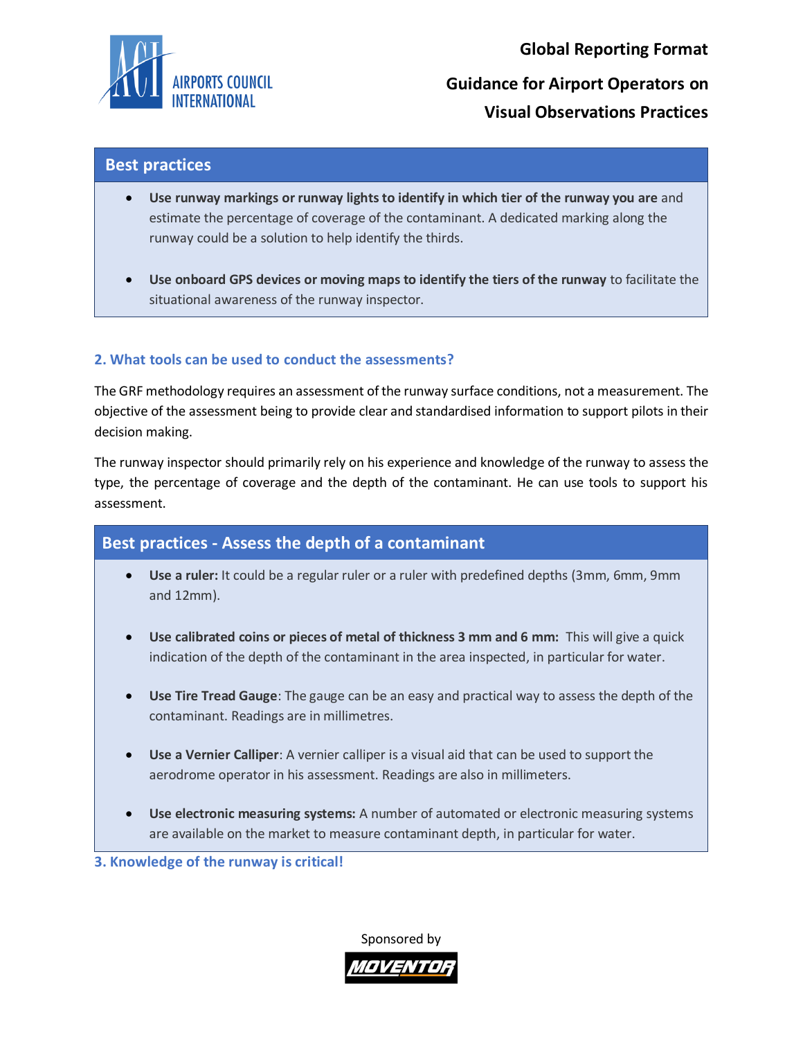### Best practices

- **Use runway markings or runway lights to identify in which tier of the runway you are** and estimate the percentage of coverage of the contaminant. A dedicated marking along the runway could be a solution to help identify the thirds.

- **Use onboard GPS devices or moving maps to identify the tiers of the runway** to facilitate the situational awareness of the runway inspector.

## 2. What tools can be used to conduct the assessments?

The GRF methodology requires an assessment of the runway surface conditions, not a measurement. The objective of the assessment being to provide clear and standardised information to support pilots in their decision making.

The runway inspector should primarily rely on his experience and knowledge of the runway to assess the type, the percentage of coverage and the depth of the contaminant. He can use tools to support his assessment.

### Best practices - Assess the depth of a contaminant

- **Use a ruler:** It could be a regular ruler or a ruler with predefined depths (3mm, 6mm, 9mm and 12mm).

- **Use calibrated coins or pieces of metal of thickness 3 mm and 6 mm:** This will give a quick indication of the depth of the contaminant in the area inspected, in particular for water.

- **Use Tire Tread Gauge**: The gauge can be an easy and practical way to assess the depth of the contaminant. Readings are in millimetres.

- **Use a Vernier Calliper**: A vernier calliper is a visual aid that can be used to support the aerodrome operator in his assessment. Readings are also in millimeters.

- **Use electronic measuring systems:** A number of automated or electronic measuring systems are available on the market to measure contaminant depth, in particular for water.

## 3. Knowledge of the runway is critical!

Sponsored by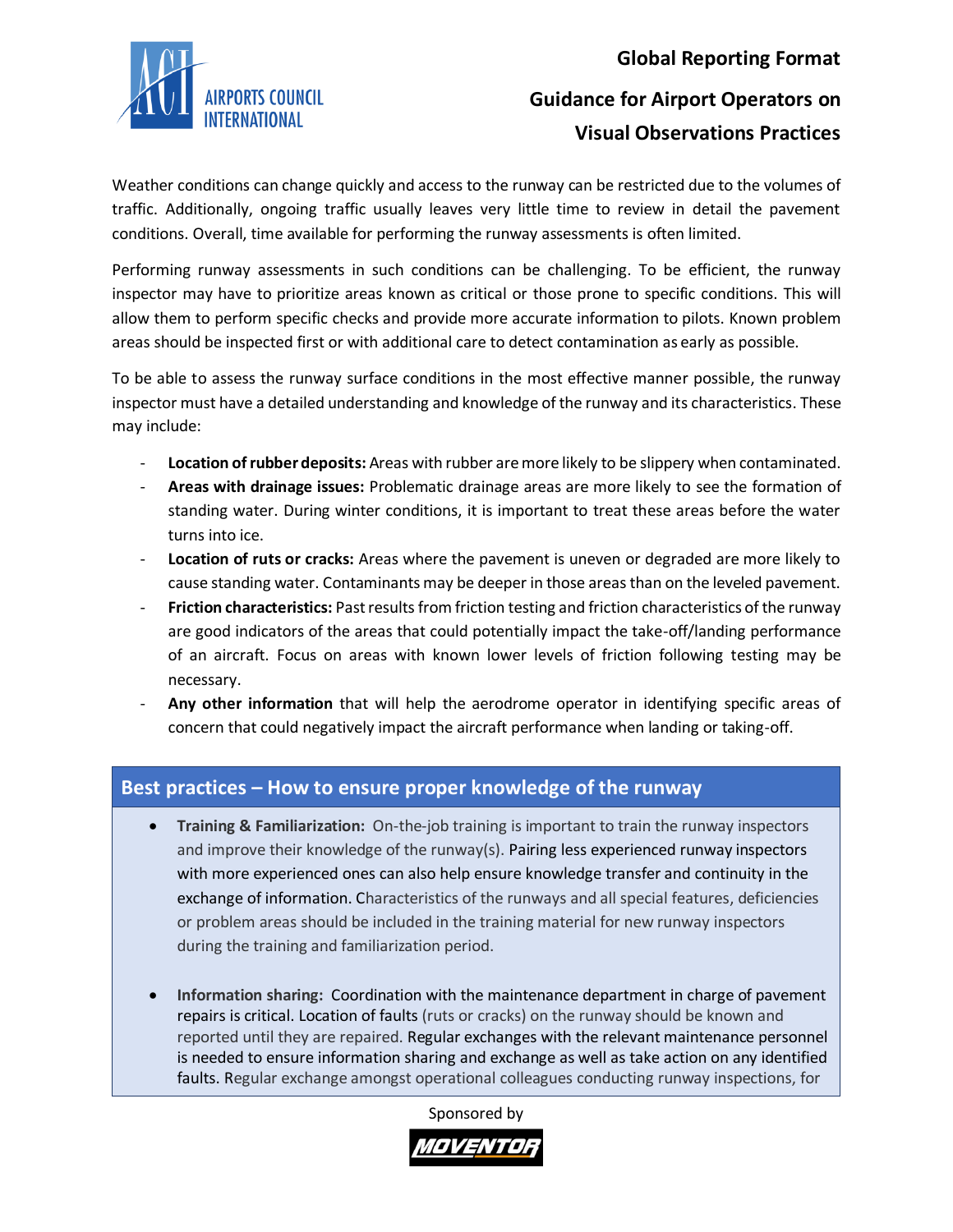Weather conditions can change quickly and access to the runway can be restricted due to the volumes of traffic. Additionally, ongoing traffic usually leaves very little time to review in detail the pavement conditions. Overall, time available for performing the runway assessments is often limited.

Performing runway assessments in such conditions can be challenging. To be efficient, the runway inspector may have to prioritize areas known as critical or those prone to specific conditions. This will allow them to perform specific checks and provide more accurate information to pilots. Known problem areas should be inspected first or with additional care to detect contamination as early as possible.

To be able to assess the runway surface conditions in the most effective manner possible, the runway inspector must have a detailed understanding and knowledge of the runway and its characteristics. These may include:

- **Location of rubber deposits:** Areas with rubber are more likely to be slippery when contaminated.
- **Areas with drainage issues:** Problematic drainage areas are more likely to see the formation of standing water. During winter conditions, it is important to treat these areas before the water turns into ice.
- **Location of ruts or cracks:** Areas where the pavement is uneven or degraded are more likely to cause standing water. Contaminants may be deeper in those areas than on the leveled pavement.
- **Friction characteristics:** Past results from friction testing and friction characteristics of the runway are good indicators of the areas that could potentially impact the take-off/landing performance of an aircraft. Focus on areas with known lower levels of friction following testing may be necessary.
- **Any other information** that will help the aerodrome operator in identifying specific areas of concern that could negatively impact the aircraft performance when landing or taking-off.

## Best practices – How to ensure proper knowledge of the runway

- **Training & Familiarization:** On-the-job training is important to train the runway inspectors and improve their knowledge of the runway(s). Pairing less experienced runway inspectors with more experienced ones can also help ensure knowledge transfer and continuity in the exchange of information. Characteristics of the runways and all special features, deficiencies or problem areas should be included in the training material for new runway inspectors during the training and familiarization period.

- **Information sharing:** Coordination with the maintenance department in charge of pavement repairs is critical. Location of faults (ruts or cracks) on the runway should be known and reported until they are repaired. Regular exchanges with the relevant maintenance personnel is needed to ensure information sharing and exchange as well as take action on any identified faults. Regular exchange amongst operational colleagues conducting runway inspections, for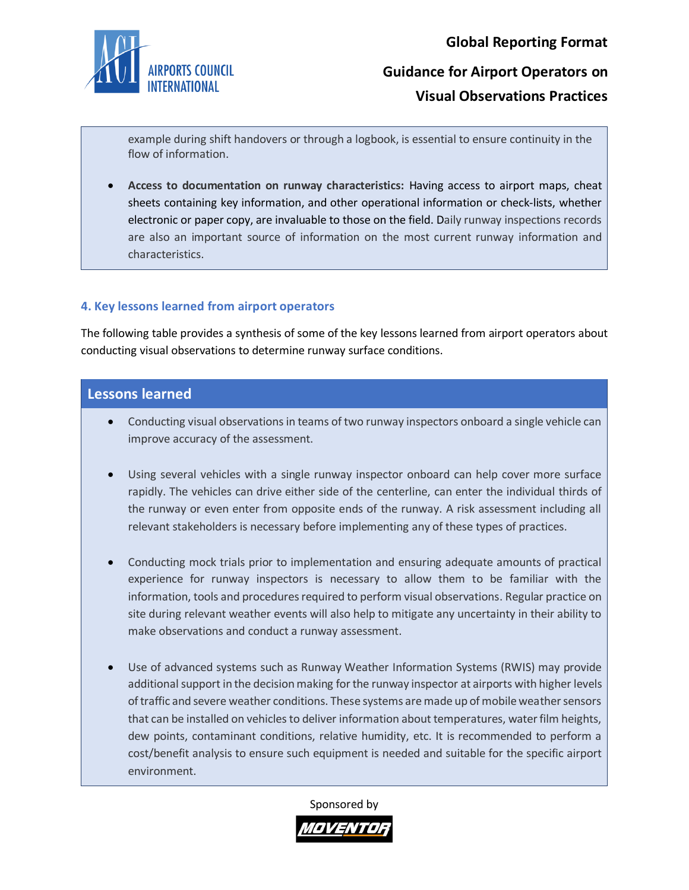example during shift handovers or through a logbook, is essential to ensure continuity in the flow of information.

- **Access to documentation on runway characteristics:** Having access to airport maps, cheat sheets containing key information, and other operational information or check-lists, whether electronic or paper copy, are invaluable to those on the field. Daily runway inspections records are also an important source of information on the most current runway information and characteristics.

## 4. Key lessons learned from airport operators

The following table provides a synthesis of some of the key lessons learned from airport operators about conducting visual observations to determine runway surface conditions.

### Lessons learned

- Conducting visual observations in teams of two runway inspectors onboard a single vehicle can improve accuracy of the assessment.

- Using several vehicles with a single runway inspector onboard can help cover more surface rapidly. The vehicles can drive either side of the centerline, can enter the individual thirds of the runway or even enter from opposite ends of the runway. A risk assessment including all relevant stakeholders is necessary before implementing any of these types of practices.

- Conducting mock trials prior to implementation and ensuring adequate amounts of practical experience for runway inspectors is necessary to allow them to be familiar with the information, tools and procedures required to perform visual observations. Regular practice on site during relevant weather events will also help to mitigate any uncertainty in their ability to make observations and conduct a runway assessment.

- Use of advanced systems such as Runway Weather Information Systems (RWIS) may provide additional support in the decision making for the runway inspector at airports with higher levels of traffic and severe weather conditions. These systems are made up of mobile weather sensors that can be installed on vehicles to deliver information about temperatures, water film heights, dew points, contaminant conditions, relative humidity, etc. It is recommended to perform a cost/benefit analysis to ensure such equipment is needed and suitable for the specific airport environment.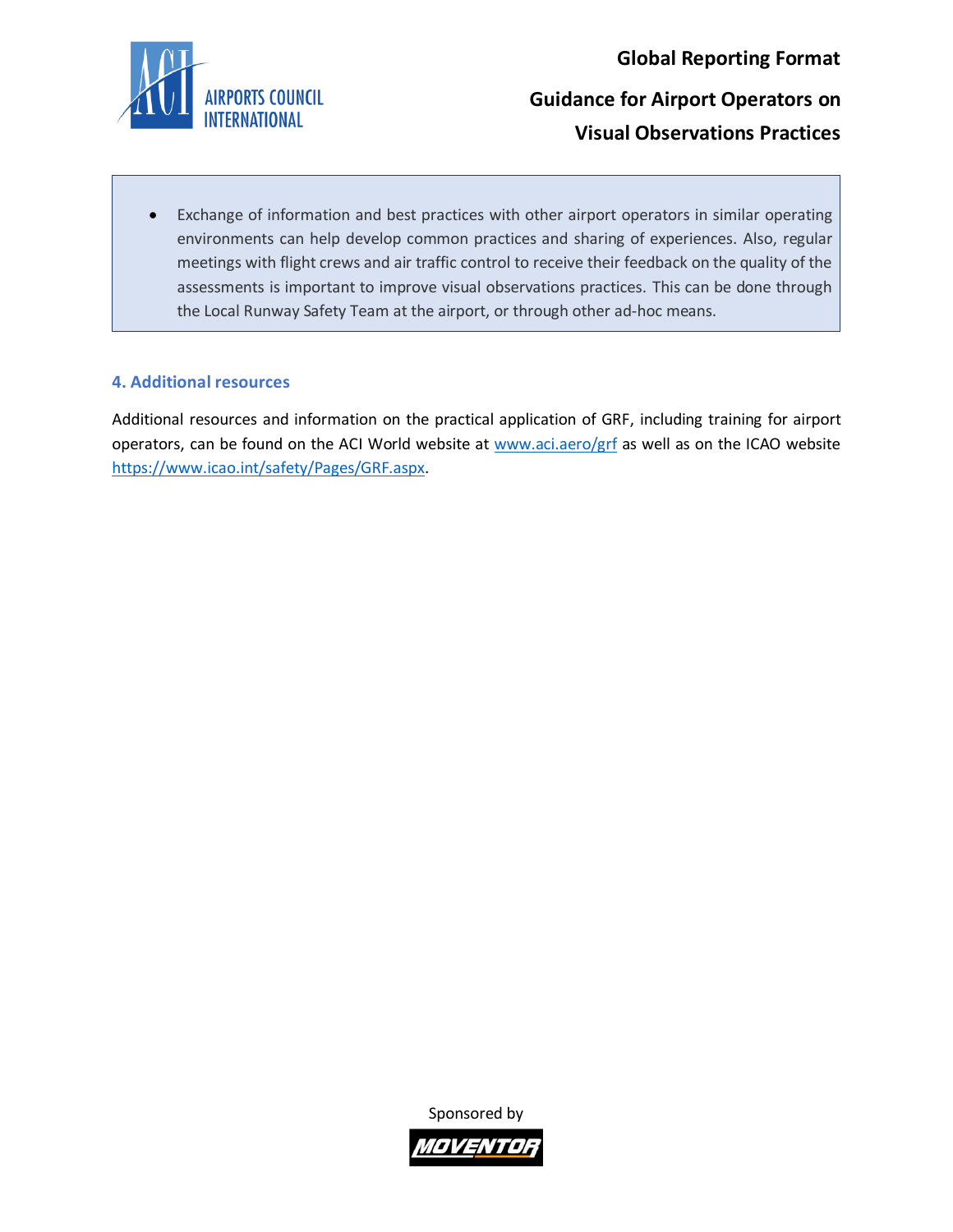- Exchange of information and best practices with other airport operators in similar operating environments can help develop common practices and sharing of experiences. Also, regular meetings with flight crews and air traffic control to receive their feedback on the quality of the assessments is important to improve visual observations practices. This can be done through the Local Runway Safety Team at the airport, or through other ad-hoc means.

## 4. Additional resources

Additional resources and information on the practical application of GRF, including training for airport operators, can be found on the ACI World website at [www.aci.aero/grf](www.aci.aero/grf) as well as on the ICAO website [https://www.icao.int/safety/Pages/GRF.aspx](https://www.icao.int/safety/Pages/GRF.aspx).

Sponsored by

MOVENTOR